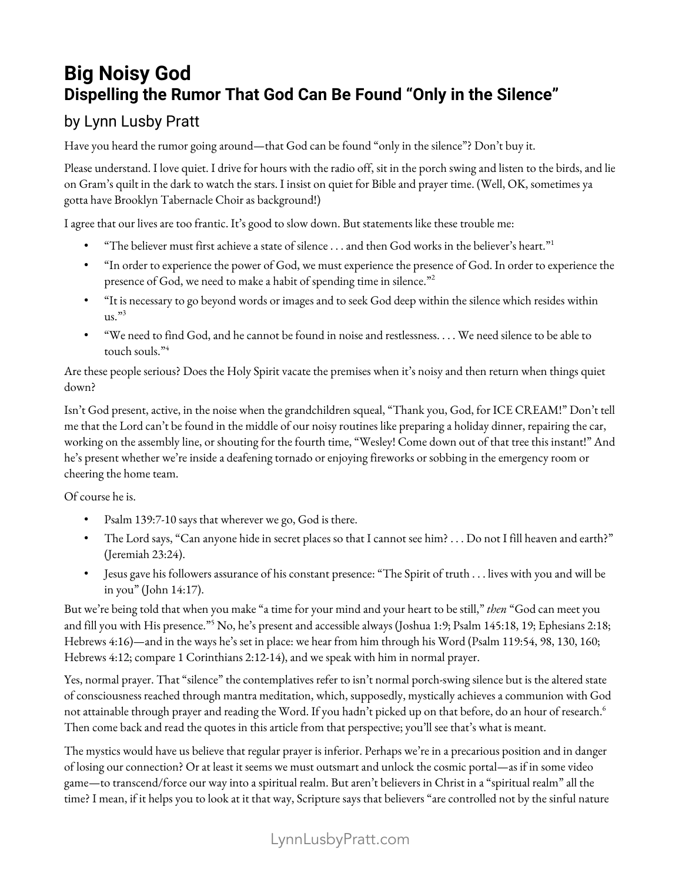# Big Noisy God

## Dispelling the Rumor That God Can Be Found "Only in the Silence"

### by Lynn Lusby Pratt

Have you heard the rumor going around—that God can be found "only in the silence"? Don't buy it.

Please understand. I love quiet. I drive for hours with the radio off, sit in the porch swing and listen to the birds, and lie on Gram's quilt in the dark to watch the stars. I insist on quiet for Bible and prayer time. (Well, OK, sometimes ya gotta have Brooklyn Tabernacle Choir as background!)

I agree that our lives are too frantic. It's good to slow down. But statements like these trouble me:

- "The believer must first achieve a state of silence . . . and then God works in the believer's heart."[1]
- "In order to experience the power of God, we must experience the presence of God. In order to experience the presence of God, we need to make a habit of spending time in silence."[2]
- "It is necessary to go beyond words or images and to seek God deep within the silence which resides within us."[3]
- "We need to find God, and he cannot be found in noise and restlessness. . . . We need silence to be able to touch souls."[4]

Are these people serious? Does the Holy Spirit vacate the premises when it's noisy and then return when things quiet down?

Isn't God present, active, in the noise when the grandchildren squeal, "Thank you, God, for ICE CREAM!" Don't tell me that the Lord can't be found in the middle of our noisy routines like preparing a holiday dinner, repairing the car, working on the assembly line, or shouting for the fourth time, "Wesley! Come down out of that tree this instant!" And he's present whether we're inside a deafening tornado or enjoying fireworks or sobbing in the emergency room or cheering the home team.

Of course he is.

- Psalm 139:7-10 says that wherever we go, God is there.
- The Lord says, "Can anyone hide in secret places so that I cannot see him? . . . Do not I fill heaven and earth?" (Jeremiah 23:24).
- Jesus gave his followers assurance of his constant presence: "The Spirit of truth . . . lives with you and will be in you" (John 14:17).

But we're being told that when you make "a time for your mind and your heart to be still," *then* "God can meet you and fill you with His presence."[5] No, he's present and accessible always (Joshua 1:9; Psalm 145:18, 19; Ephesians 2:18; Hebrews 4:16)—and in the ways he's set in place: we hear from him through his Word (Psalm 119:54, 98, 130, 160; Hebrews 4:12; compare 1 Corinthians 2:12-14), and we speak with him in normal prayer.

Yes, normal prayer. That "silence" the contemplatives refer to isn't normal porch-swing silence but is the altered state of consciousness reached through mantra meditation, which, supposedly, mystically achieves a communion with God not attainable through prayer and reading the Word. If you hadn't picked up on that before, do an hour of research.[6] Then come back and read the quotes in this article from that perspective; you'll see that's what is meant.

The mystics would have us believe that regular prayer is inferior. Perhaps we're in a precarious position and in danger of losing our connection? Or at least it seems we must outsmart and unlock the cosmic portal—as if in some video game—to transcend/force our way into a spiritual realm. But aren't believers in Christ in a "spiritual realm" all the time? I mean, if it helps you to look at it that way, Scripture says that believers "are controlled not by the sinful nature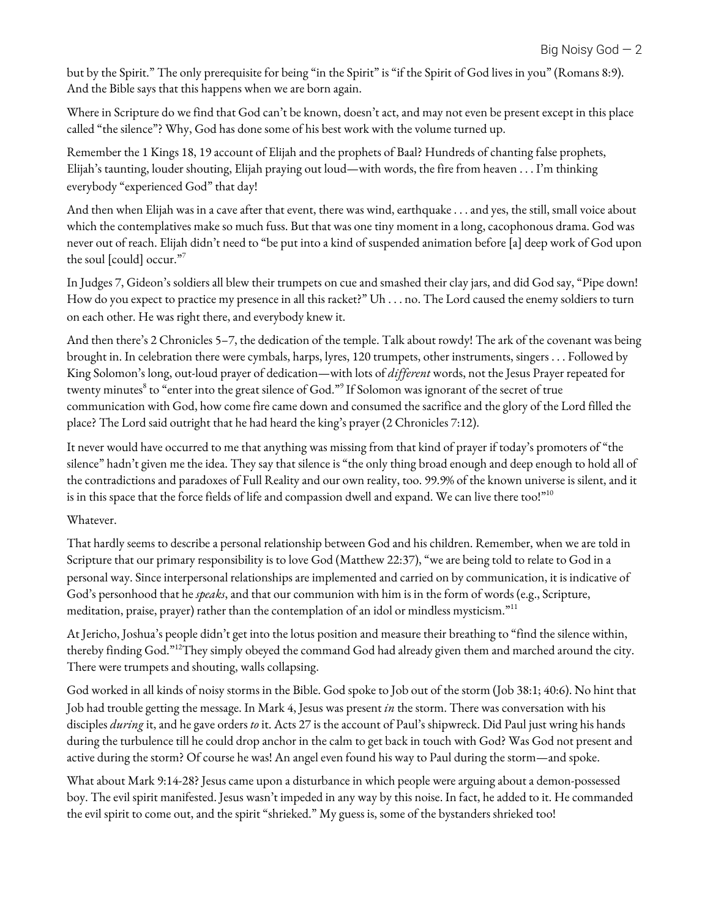but by the Spirit." The only prerequisite for being "in the Spirit" is "if the Spirit of God lives in you" (Romans 8:9). And the Bible says that this happens when we are born again.

Where in Scripture do we find that God can't be known, doesn't act, and may not even be present except in this place called "the silence"? Why, God has done some of his best work with the volume turned up.

Remember the 1 Kings 18, 19 account of Elijah and the prophets of Baal? Hundreds of chanting false prophets, Elijah's taunting, louder shouting, Elijah praying out loud—with words, the fire from heaven . . . I'm thinking everybody "experienced God" that day!

And then when Elijah was in a cave after that event, there was wind, earthquake . . . and yes, the still, small voice about which the contemplatives make so much fuss. But that was one tiny moment in a long, cacophonous drama. God was never out of reach. Elijah didn't need to "be put into a kind of suspended animation before [a] deep work of God upon the soul [could] occur."[7]

In Judges 7, Gideon's soldiers all blew their trumpets on cue and smashed their clay jars, and did God say, "Pipe down! How do you expect to practice my presence in all this racket?" Uh . . . no. The Lord caused the enemy soldiers to turn on each other. He was right there, and everybody knew it.

And then there's 2 Chronicles 5–7, the dedication of the temple. Talk about rowdy! The ark of the covenant was being brought in. In celebration there were cymbals, harps, lyres, 120 trumpets, other instruments, singers . . . Followed by King Solomon's long, out-loud prayer of dedication—with lots of *different* words, not the Jesus Prayer repeated for twenty minutes[8] to "enter into the great silence of God."[9] If Solomon was ignorant of the secret of true communication with God, how come fire came down and consumed the sacrifice and the glory of the Lord filled the place? The Lord said outright that he had heard the king's prayer (2 Chronicles 7:12).

It never would have occurred to me that anything was missing from that kind of prayer if today's promoters of "the silence" hadn't given me the idea. They say that silence is "the only thing broad enough and deep enough to hold all of the contradictions and paradoxes of Full Reality and our own reality, too. 99.9% of the known universe is silent, and it is in this space that the force fields of life and compassion dwell and expand. We can live there too!"[10]

Whatever.

That hardly seems to describe a personal relationship between God and his children. Remember, when we are told in Scripture that our primary responsibility is to love God (Matthew 22:37), "we are being told to relate to God in a personal way. Since interpersonal relationships are implemented and carried on by communication, it is indicative of God's personhood that he *speaks*, and that our communion with him is in the form of words (e.g., Scripture, meditation, praise, prayer) rather than the contemplation of an idol or mindless mysticism."[11]

At Jericho, Joshua's people didn't get into the lotus position and measure their breathing to "find the silence within, thereby finding God."[12] They simply obeyed the command God had already given them and marched around the city. There were trumpets and shouting, walls collapsing.

God worked in all kinds of noisy storms in the Bible. God spoke to Job out of the storm (Job 38:1; 40:6). No hint that Job had trouble getting the message. In Mark 4, Jesus was present *in* the storm. There was conversation with his disciples *during* it, and he gave orders *to* it. Acts 27 is the account of Paul's shipwreck. Did Paul just wring his hands during the turbulence till he could drop anchor in the calm to get back in touch with God? Was God not present and active during the storm? Of course he was! An angel even found his way to Paul during the storm—and spoke.

What about Mark 9:14-28? Jesus came upon a disturbance in which people were arguing about a demon-possessed boy. The evil spirit manifested. Jesus wasn't impeded in any way by this noise. In fact, he added to it. He commanded the evil spirit to come out, and the spirit "shrieked." My guess is, some of the bystanders shrieked too!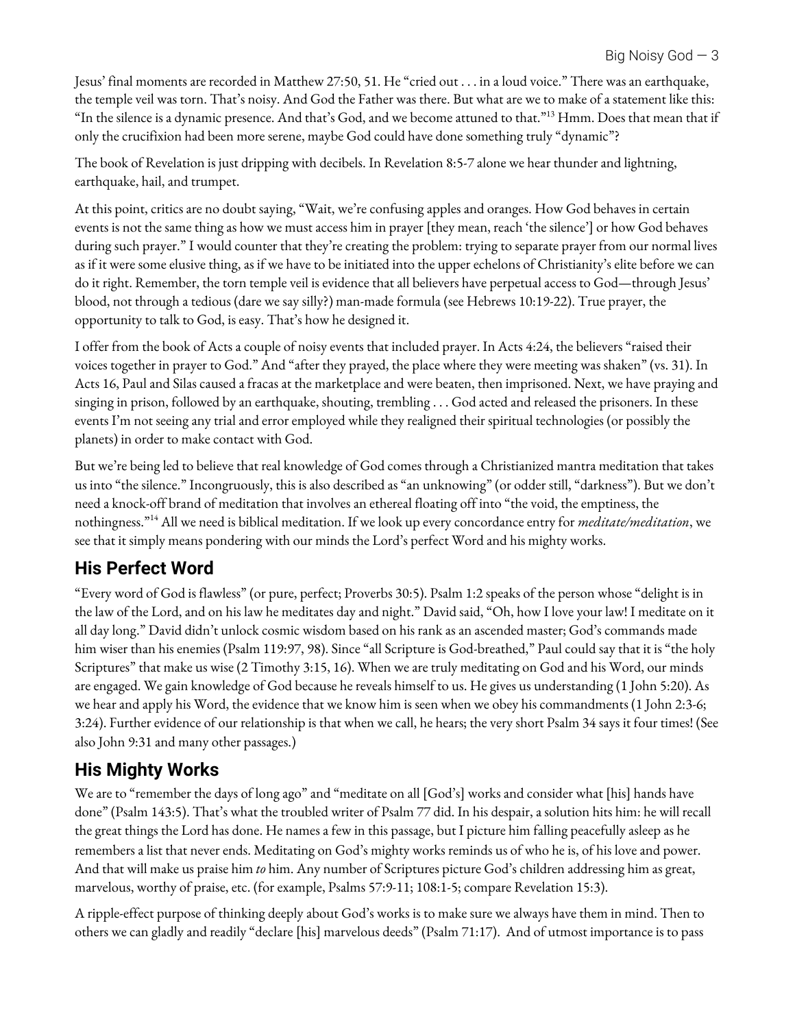Jesus' final moments are recorded in Matthew 27:50, 51. He "cried out . . . in a loud voice." There was an earthquake, the temple veil was torn. That's noisy. And God the Father was there. But what are we to make of a statement like this: "In the silence is a dynamic presence. And that's God, and we become attuned to that."[13] Hmm. Does that mean that if only the crucifixion had been more serene, maybe God could have done something truly "dynamic"?

The book of Revelation is just dripping with decibels. In Revelation 8:5-7 alone we hear thunder and lightning, earthquake, hail, and trumpet.

At this point, critics are no doubt saying, "Wait, we're confusing apples and oranges. How God behaves in certain events is not the same thing as how we must access him in prayer [they mean, reach 'the silence'] or how God behaves during such prayer." I would counter that they're creating the problem: trying to separate prayer from our normal lives as if it were some elusive thing, as if we have to be initiated into the upper echelons of Christianity's elite before we can do it right. Remember, the torn temple veil is evidence that all believers have perpetual access to God—through Jesus' blood, not through a tedious (dare we say silly?) man-made formula (see Hebrews 10:19-22). True prayer, the opportunity to talk to God, is easy. That's how he designed it.

I offer from the book of Acts a couple of noisy events that included prayer. In Acts 4:24, the believers "raised their voices together in prayer to God." And "after they prayed, the place where they were meeting was shaken" (vs. 31). In Acts 16, Paul and Silas caused a fracas at the marketplace and were beaten, then imprisoned. Next, we have praying and singing in prison, followed by an earthquake, shouting, trembling . . . God acted and released the prisoners. In these events I'm not seeing any trial and error employed while they realigned their spiritual technologies (or possibly the planets) in order to make contact with God.

But we're being led to believe that real knowledge of God comes through a Christianized mantra meditation that takes us into "the silence." Incongruously, this is also described as "an unknowing" (or odder still, "darkness"). But we don't need a knock-off brand of meditation that involves an ethereal floating off into "the void, the emptiness, the nothingness."[14] All we need is biblical meditation. If we look up every concordance entry for *meditate/meditation*, we see that it simply means pondering with our minds the Lord's perfect Word and his mighty works.

## His Perfect Word

"Every word of God is flawless" (or pure, perfect; Proverbs 30:5). Psalm 1:2 speaks of the person whose "delight is in the law of the Lord, and on his law he meditates day and night." David said, "Oh, how I love your law! I meditate on it all day long." David didn't unlock cosmic wisdom based on his rank as an ascended master; God's commands made him wiser than his enemies (Psalm 119:97, 98). Since "all Scripture is God-breathed," Paul could say that it is "the holy Scriptures" that make us wise (2 Timothy 3:15, 16). When we are truly meditating on God and his Word, our minds are engaged. We gain knowledge of God because he reveals himself to us. He gives us understanding (1 John 5:20). As we hear and apply his Word, the evidence that we know him is seen when we obey his commandments (1 John 2:3-6; 3:24). Further evidence of our relationship is that when we call, he hears; the very short Psalm 34 says it four times! (See also John 9:31 and many other passages.)

## His Mighty Works

We are to "remember the days of long ago" and "meditate on all [God's] works and consider what [his] hands have done" (Psalm 143:5). That's what the troubled writer of Psalm 77 did. In his despair, a solution hits him: he will recall the great things the Lord has done. He names a few in this passage, but I picture him falling peacefully asleep as he remembers a list that never ends. Meditating on God's mighty works reminds us of who he is, of his love and power. And that will make us praise him *to* him. Any number of Scriptures picture God's children addressing him as great, marvelous, worthy of praise, etc. (for example, Psalms 57:9-11; 108:1-5; compare Revelation 15:3).

A ripple-effect purpose of thinking deeply about God's works is to make sure we always have them in mind. Then to others we can gladly and readily "declare [his] marvelous deeds" (Psalm 71:17). And of utmost importance is to pass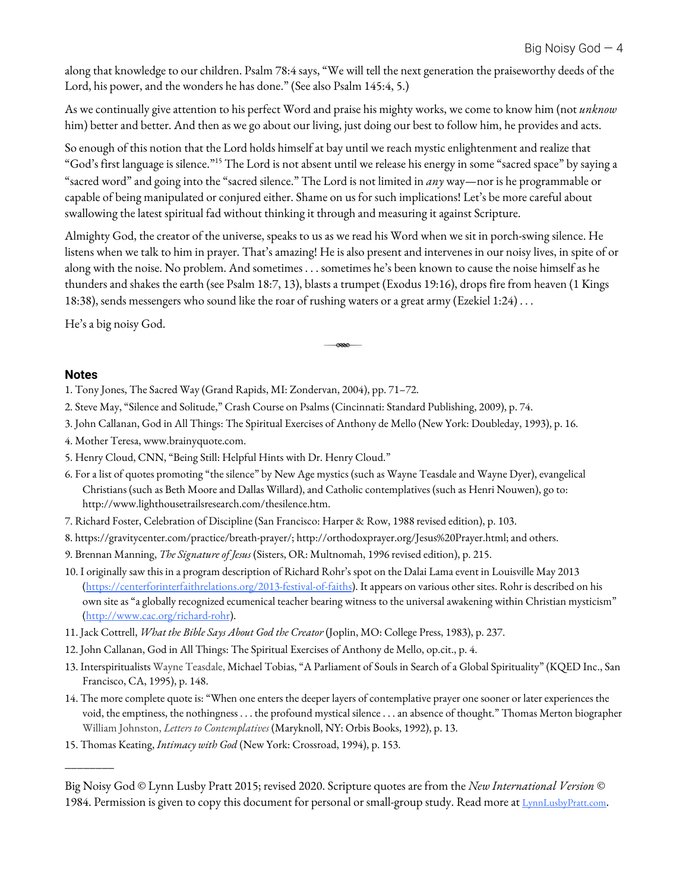along that knowledge to our children. Psalm 78:4 says, "We will tell the next generation the praiseworthy deeds of the Lord, his power, and the wonders he has done." (See also Psalm 145:4, 5.)

As we continually give attention to his perfect Word and praise his mighty works, we come to know him (not *unknow* him) better and better. And then as we go about our living, just doing our best to follow him, he provides and acts.

So enough of this notion that the Lord holds himself at bay until we reach mystic enlightenment and realize that "God's first language is silence."[15] The Lord is not absent until we release his energy in some "sacred space" by saying a "sacred word" and going into the "sacred silence." The Lord is not limited in *any* way—nor is he programmable or capable of being manipulated or conjured either. Shame on us for such implications! Let's be more careful about swallowing the latest spiritual fad without thinking it through and measuring it against Scripture.

Almighty God, the creator of the universe, speaks to us as we read his Word when we sit in porch-swing silence. He listens when we talk to him in prayer. That's amazing! He is also present and intervenes in our noisy lives, in spite of or along with the noise. No problem. And sometimes . . . sometimes he's been known to cause the noise himself as he thunders and shakes the earth (see Psalm 18:7, 13), blasts a trumpet (Exodus 19:16), drops fire from heaven (1 Kings 18:38), sends messengers who sound like the roar of rushing waters or a great army (Ezekiel 1:24) . . .

He's a big noisy God.

## Notes

1. Tony Jones, The Sacred Way (Grand Rapids, MI: Zondervan, 2004), pp. 71–72.
2. Steve May, "Silence and Solitude," Crash Course on Psalms (Cincinnati: Standard Publishing, 2009), p. 74.
3. John Callanan, God in All Things: The Spiritual Exercises of Anthony de Mello (New York: Doubleday, 1993), p. 16.
4. Mother Teresa, www.brainyquote.com.
5. Henry Cloud, CNN, "Being Still: Helpful Hints with Dr. Henry Cloud."
6. For a list of quotes promoting "the silence" by New Age mystics (such as Wayne Teasdale and Wayne Dyer), evangelical Christians (such as Beth Moore and Dallas Willard), and Catholic contemplatives (such as Henri Nouwen), go to: http://www.lighthousetrailsresearch.com/thesilence.htm.
7. Richard Foster, Celebration of Discipline (San Francisco: Harper & Row, 1988 revised edition), p. 103.
8. https://gravitycenter.com/practice/breath-prayer/; http://orthodoxprayer.org/Jesus%20Prayer.html; and others.
9. Brennan Manning, *The Signature of Jesus* (Sisters, OR: Multnomah, 1996 revised edition), p. 215.
10. I originally saw this in a program description of Richard Rohr's spot on the Dalai Lama event in Louisville May 2013 (https://centerforinterfaithrelations.org/2013-festival-of-faiths). It appears on various other sites. Rohr is described on his own site as "a globally recognized ecumenical teacher bearing witness to the universal awakening within Christian mysticism" (http://www.cac.org/richard-rohr).
11. Jack Cottrell, *What the Bible Says About God the Creator* (Joplin, MO: College Press, 1983), p. 237.
12. John Callanan, God in All Things: The Spiritual Exercises of Anthony de Mello, op.cit., p. 4.
13. Interspiritualists Wayne Teasdale, Michael Tobias, "A Parliament of Souls in Search of a Global Spirituality" (KQED Inc., San Francisco, CA, 1995), p. 148.
14. The more complete quote is: "When one enters the deeper layers of contemplative prayer one sooner or later experiences the void, the emptiness, the nothingness . . . the profound mystical silence . . . an absence of thought." Thomas Merton biographer William Johnston, *Letters to Contemplatives* (Maryknoll, NY: Orbis Books, 1992), p. 13.
15. Thomas Keating, *Intimacy with God* (New York: Crossroad, 1994), p. 153.

________

Big Noisy God © Lynn Lusby Pratt 2015; revised 2020. Scripture quotes are from the *New International Version* © 1984. Permission is given to copy this document for personal or small-group study. Read more at LynnLusbyPratt.com.